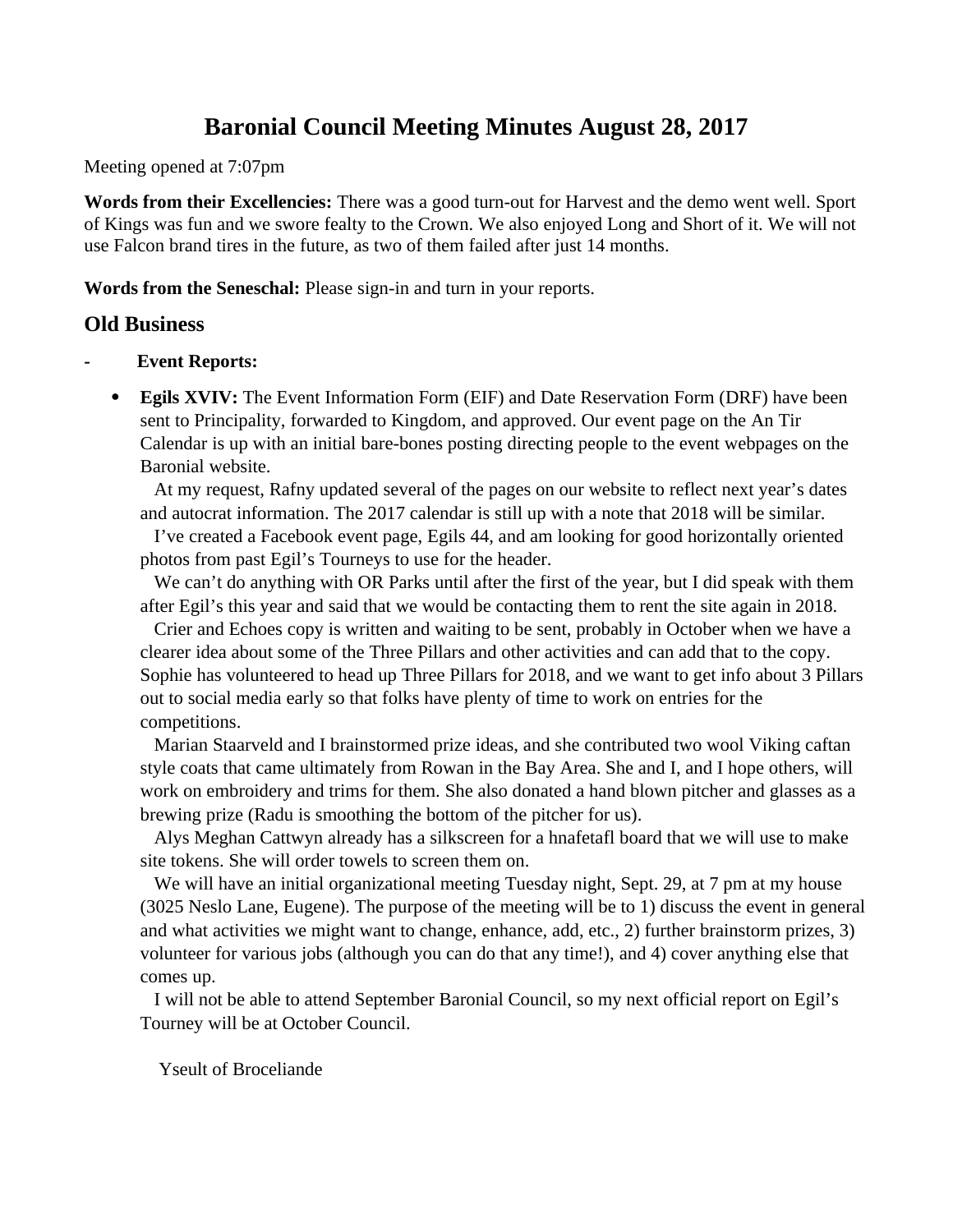# Baronial Council Meeting Minutes August 28, 2017

Meeting opened at 7:07pm

**Words from their Excellencies:** There was a good turn-out for Harvest and the demo went well. Sport of Kings was fun and we swore fealty to the Crown. We also enjoyed Long and Short of it. We will not use Falcon brand tires in the future, as two of them failed after just 14 months.

**Words from the Seneschal:** Please sign-in and turn in your reports.

## Old Business

- **Event Reports:**

  - **Egils XVIV:** The Event Information Form (EIF) and Date Reservation Form (DRF) have been sent to Principality, forwarded to Kingdom, and approved. Our event page on the An Tir Calendar is up with an initial bare-bones posting directing people to the event webpages on the Baronial website.

    At my request, Rafny updated several of the pages on our website to reflect next year's dates and autocrat information. The 2017 calendar is still up with a note that 2018 will be similar.

    I've created a Facebook event page, Egils 44, and am looking for good horizontally oriented photos from past Egil's Tourneys to use for the header.

    We can't do anything with OR Parks until after the first of the year, but I did speak with them after Egil's this year and said that we would be contacting them to rent the site again in 2018.

    Crier and Echoes copy is written and waiting to be sent, probably in October when we have a clearer idea about some of the Three Pillars and other activities and can add that to the copy. Sophie has volunteered to head up Three Pillars for 2018, and we want to get info about 3 Pillars out to social media early so that folks have plenty of time to work on entries for the competitions.

    Marian Staarveld and I brainstormed prize ideas, and she contributed two wool Viking caftan style coats that came ultimately from Rowan in the Bay Area. She and I, and I hope others, will work on embroidery and trims for them. She also donated a hand blown pitcher and glasses as a brewing prize (Radu is smoothing the bottom of the pitcher for us).

    Alys Meghan Cattwyn already has a silkscreen for a hnafetafl board that we will use to make site tokens. She will order towels to screen them on.

    We will have an initial organizational meeting Tuesday night, Sept. 29, at 7 pm at my house (3025 Neslo Lane, Eugene). The purpose of the meeting will be to 1) discuss the event in general and what activities we might want to change, enhance, add, etc., 2) further brainstorm prizes, 3) volunteer for various jobs (although you can do that any time!), and 4) cover anything else that comes up.

    I will not be able to attend September Baronial Council, so my next official report on Egil's Tourney will be at October Council.

    Yseult of Broceliande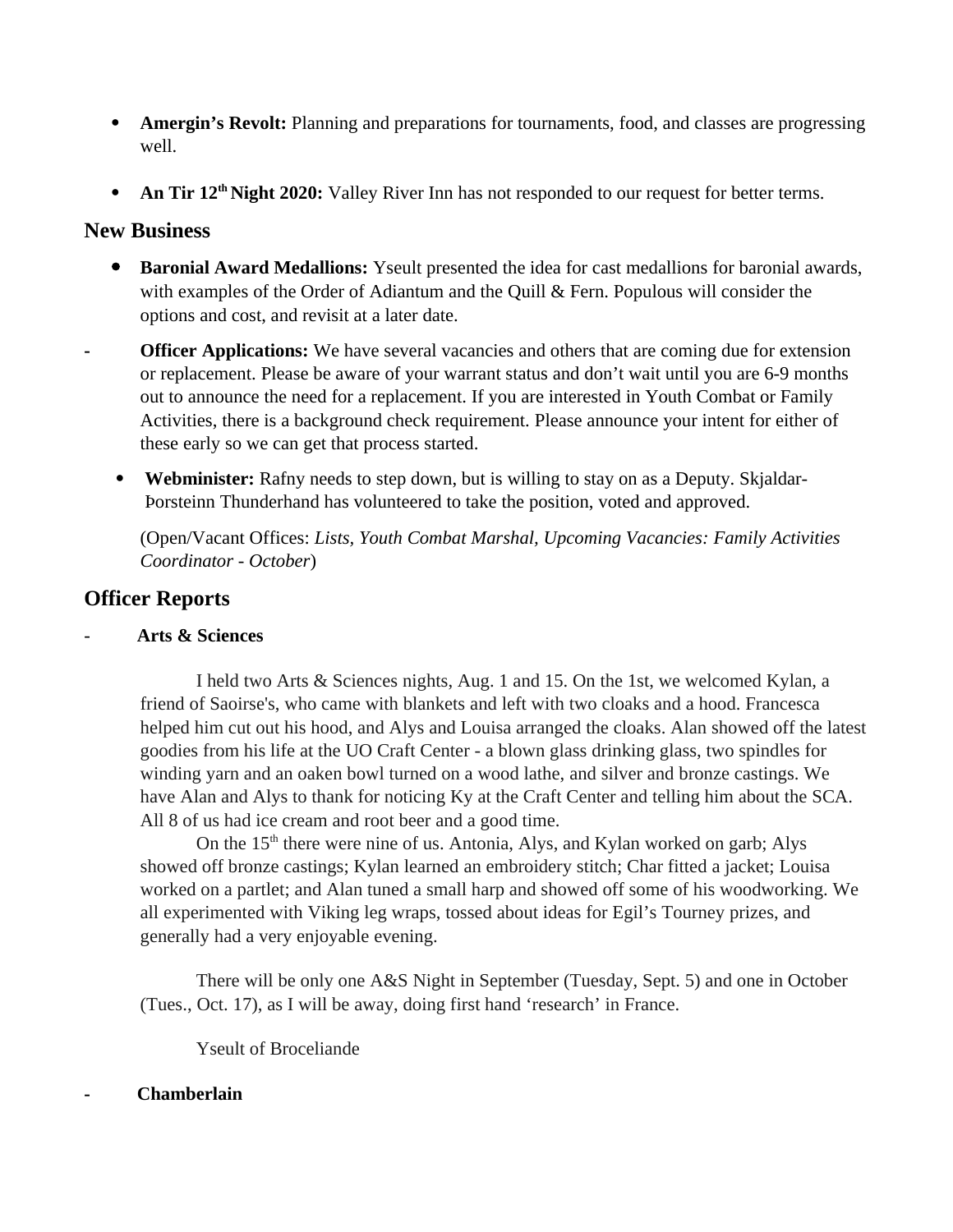- **Amergin's Revolt:** Planning and preparations for tournaments, food, and classes are progressing well.
- **An Tir 12th Night 2020:** Valley River Inn has not responded to our request for better terms.

## New Business

- **Baronial Award Medallions:** Yseult presented the idea for cast medallions for baronial awards, with examples of the Order of Adiantum and the Quill & Fern. Populous will consider the options and cost, and revisit at a later date.
- **Officer Applications:** We have several vacancies and others that are coming due for extension or replacement. Please be aware of your warrant status and don't wait until you are 6-9 months out to announce the need for a replacement. If you are interested in Youth Combat or Family Activities, there is a background check requirement. Please announce your intent for either of these early so we can get that process started.
- **Webminister:** Rafny needs to step down, but is willing to stay on as a Deputy. Skjaldar-Þorsteinn Thunderhand has volunteered to take the position, voted and approved.

(Open/Vacant Offices: *Lists, Youth Combat Marshal, Upcoming Vacancies: Family Activities Coordinator - October*)

## Officer Reports

- **Arts & Sciences**

I held two Arts & Sciences nights, Aug. 1 and 15. On the 1st, we welcomed Kylan, a friend of Saoirse's, who came with blankets and left with two cloaks and a hood. Francesca helped him cut out his hood, and Alys and Louisa arranged the cloaks. Alan showed off the latest goodies from his life at the UO Craft Center - a blown glass drinking glass, two spindles for winding yarn and an oaken bowl turned on a wood lathe, and silver and bronze castings. We have Alan and Alys to thank for noticing Ky at the Craft Center and telling him about the SCA. All 8 of us had ice cream and root beer and a good time.

On the 15th there were nine of us. Antonia, Alys, and Kylan worked on garb; Alys showed off bronze castings; Kylan learned an embroidery stitch; Char fitted a jacket; Louisa worked on a partlet; and Alan tuned a small harp and showed off some of his woodworking. We all experimented with Viking leg wraps, tossed about ideas for Egil's Tourney prizes, and generally had a very enjoyable evening.

There will be only one A&S Night in September (Tuesday, Sept. 5) and one in October (Tues., Oct. 17), as I will be away, doing first hand 'research' in France.

Yseult of Broceliande

- **Chamberlain**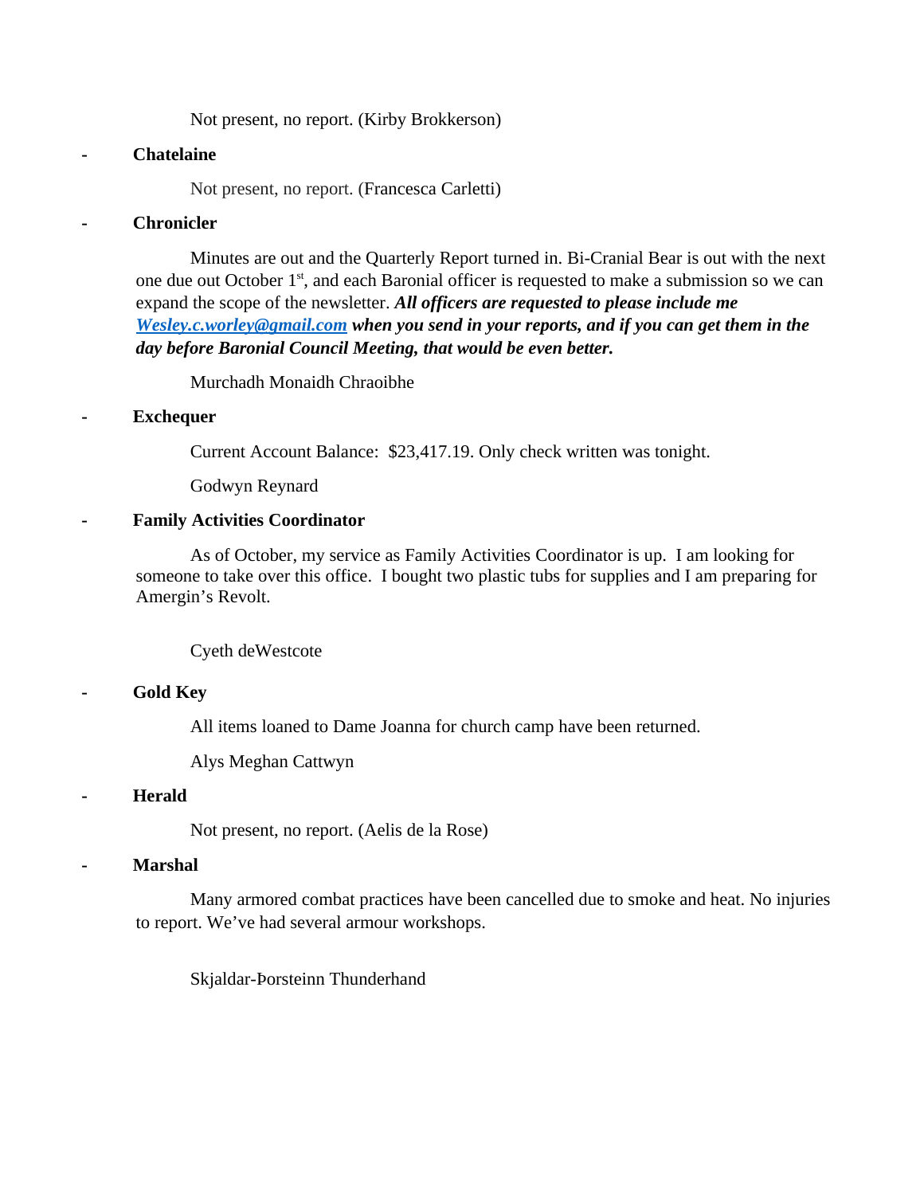Not present, no report. (Kirby Brokkerson)

- **Chatelaine**

Not present, no report. (Francesca Carletti)

- **Chronicler**

Minutes are out and the Quarterly Report turned in. Bi-Cranial Bear is out with the next one due out October 1st, and each Baronial officer is requested to make a submission so we can expand the scope of the newsletter. ***All officers are requested to please include me [Wesley.c.worley@gmail.com](mailto:Wesley.c.worley@gmail.com) when you send in your reports, and if you can get them in the day before Baronial Council Meeting, that would be even better.***

Murchadh Monaidh Chraoibhe

- **Exchequer**

Current Account Balance: $23,417.19. Only check written was tonight.

Godwyn Reynard

- **Family Activities Coordinator**

As of October, my service as Family Activities Coordinator is up. I am looking for someone to take over this office. I bought two plastic tubs for supplies and I am preparing for Amergin's Revolt.

Cyeth deWestcote

- **Gold Key**

All items loaned to Dame Joanna for church camp have been returned.

Alys Meghan Cattwyn

- **Herald**

Not present, no report. (Aelis de la Rose)

- **Marshal**

Many armored combat practices have been cancelled due to smoke and heat. No injuries to report. We've had several armour workshops.

Skjaldar-Þorsteinn Thunderhand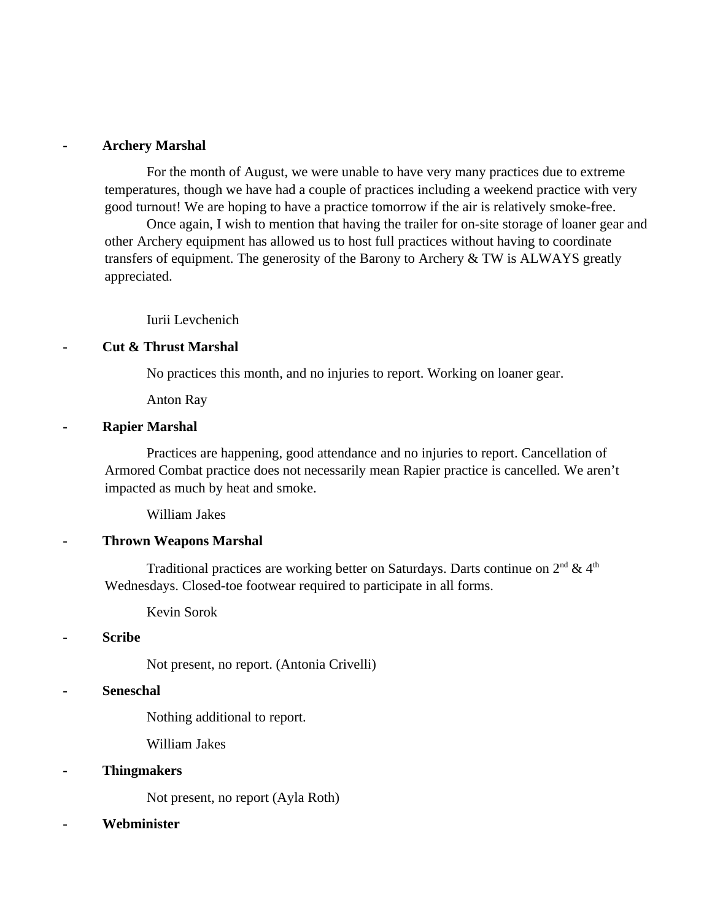- **Archery Marshal**

  For the month of August, we were unable to have very many practices due to extreme temperatures, though we have had a couple of practices including a weekend practice with very good turnout! We are hoping to have a practice tomorrow if the air is relatively smoke-free.

  Once again, I wish to mention that having the trailer for on-site storage of loaner gear and other Archery equipment has allowed us to host full practices without having to coordinate transfers of equipment. The generosity of the Barony to Archery & TW is ALWAYS greatly appreciated.

  Iurii Levchenich

- **Cut & Thrust Marshal**

  No practices this month, and no injuries to report. Working on loaner gear.

  Anton Ray

- **Rapier Marshal**

  Practices are happening, good attendance and no injuries to report. Cancellation of Armored Combat practice does not necessarily mean Rapier practice is cancelled. We aren't impacted as much by heat and smoke.

  William Jakes

- **Thrown Weapons Marshal**

  Traditional practices are working better on Saturdays. Darts continue on 2nd & 4th Wednesdays. Closed-toe footwear required to participate in all forms.

  Kevin Sorok

- **Scribe**

  Not present, no report. (Antonia Crivelli)

- **Seneschal**

  Nothing additional to report.

  William Jakes

- **Thingmakers**

  Not present, no report (Ayla Roth)

- **Webminister**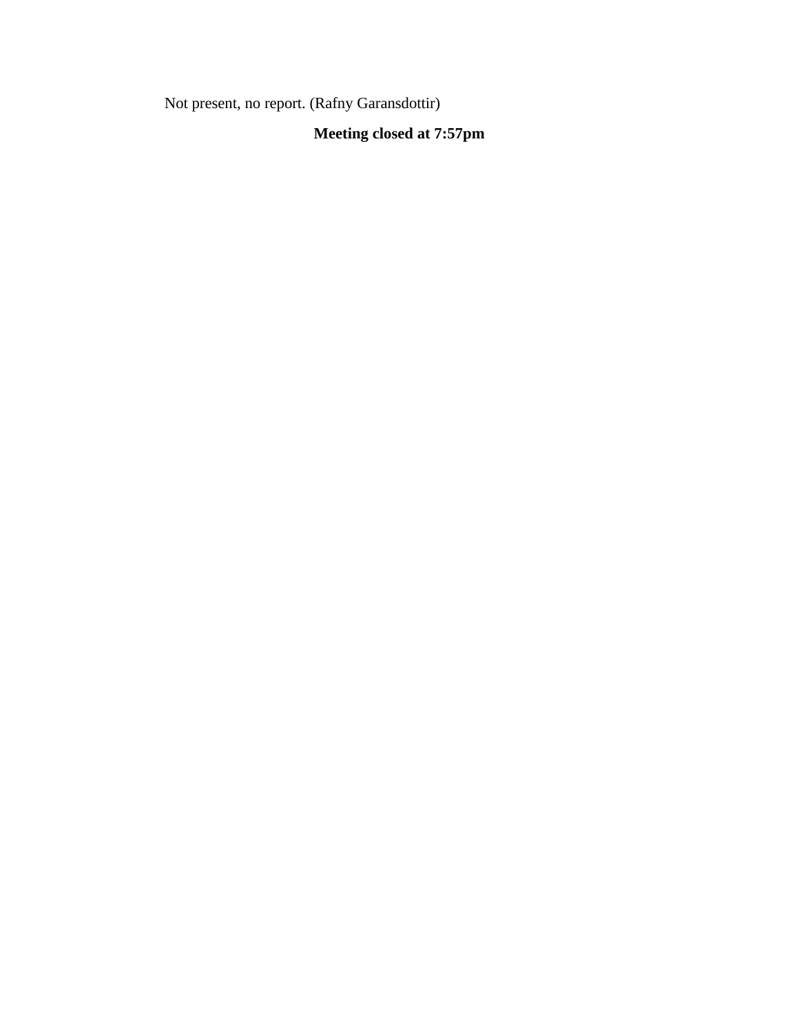Not present, no report. (Rafny Garansdottir)

**Meeting closed at 7:57pm**